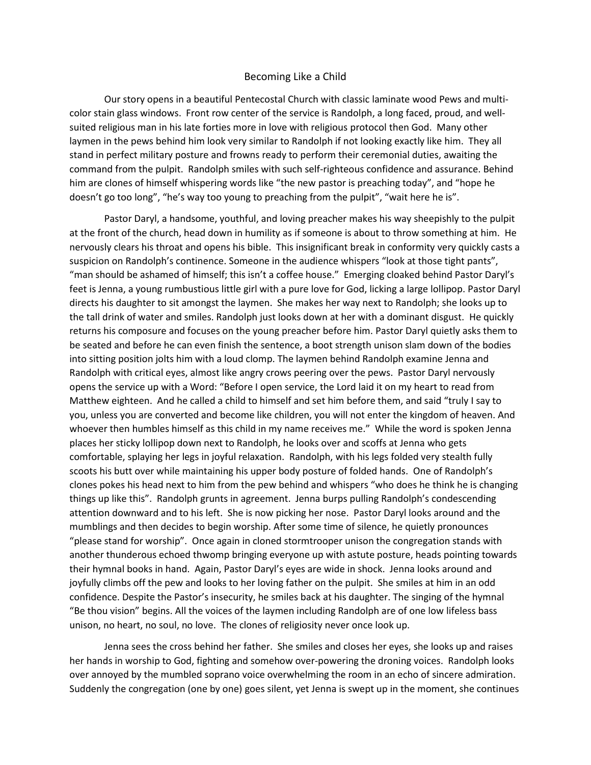# Becoming Like a Child

Our story opens in a beautiful Pentecostal Church with classic laminate wood Pews and multi-color stain glass windows. Front row center of the service is Randolph, a long faced, proud, and well-suited religious man in his late forties more in love with religious protocol then God. Many other laymen in the pews behind him look very similar to Randolph if not looking exactly like him. They all stand in perfect military posture and frowns ready to perform their ceremonial duties, awaiting the command from the pulpit. Randolph smiles with such self-righteous confidence and assurance. Behind him are clones of himself whispering words like "the new pastor is preaching today", and "hope he doesn't go too long", "he's way too young to preaching from the pulpit", "wait here he is".

Pastor Daryl, a handsome, youthful, and loving preacher makes his way sheepishly to the pulpit at the front of the church, head down in humility as if someone is about to throw something at him. He nervously clears his throat and opens his bible. This insignificant break in conformity very quickly casts a suspicion on Randolph's continence. Someone in the audience whispers "look at those tight pants", "man should be ashamed of himself; this isn't a coffee house." Emerging cloaked behind Pastor Daryl's feet is Jenna, a young rumbustious little girl with a pure love for God, licking a large lollipop. Pastor Daryl directs his daughter to sit amongst the laymen. She makes her way next to Randolph; she looks up to the tall drink of water and smiles. Randolph just looks down at her with a dominant disgust. He quickly returns his composure and focuses on the young preacher before him. Pastor Daryl quietly asks them to be seated and before he can even finish the sentence, a boot strength unison slam down of the bodies into sitting position jolts him with a loud clomp. The laymen behind Randolph examine Jenna and Randolph with critical eyes, almost like angry crows peering over the pews. Pastor Daryl nervously opens the service up with a Word: "Before I open service, the Lord laid it on my heart to read from Matthew eighteen. And he called a child to himself and set him before them, and said "truly I say to you, unless you are converted and become like children, you will not enter the kingdom of heaven. And whoever then humbles himself as this child in my name receives me." While the word is spoken Jenna places her sticky lollipop down next to Randolph, he looks over and scoffs at Jenna who gets comfortable, splaying her legs in joyful relaxation. Randolph, with his legs folded very stealth fully scoots his butt over while maintaining his upper body posture of folded hands. One of Randolph's clones pokes his head next to him from the pew behind and whispers "who does he think he is changing things up like this". Randolph grunts in agreement. Jenna burps pulling Randolph's condescending attention downward and to his left. She is now picking her nose. Pastor Daryl looks around and the mumblings and then decides to begin worship. After some time of silence, he quietly pronounces "please stand for worship". Once again in cloned stormtrooper unison the congregation stands with another thunderous echoed thwomp bringing everyone up with astute posture, heads pointing towards their hymnal books in hand. Again, Pastor Daryl's eyes are wide in shock. Jenna looks around and joyfully climbs off the pew and looks to her loving father on the pulpit. She smiles at him in an odd confidence. Despite the Pastor's insecurity, he smiles back at his daughter. The singing of the hymnal "Be thou vision" begins. All the voices of the laymen including Randolph are of one low lifeless bass unison, no heart, no soul, no love. The clones of religiosity never once look up.

Jenna sees the cross behind her father. She smiles and closes her eyes, she looks up and raises her hands in worship to God, fighting and somehow over-powering the droning voices. Randolph looks over annoyed by the mumbled soprano voice overwhelming the room in an echo of sincere admiration. Suddenly the congregation (one by one) goes silent, yet Jenna is swept up in the moment, she continues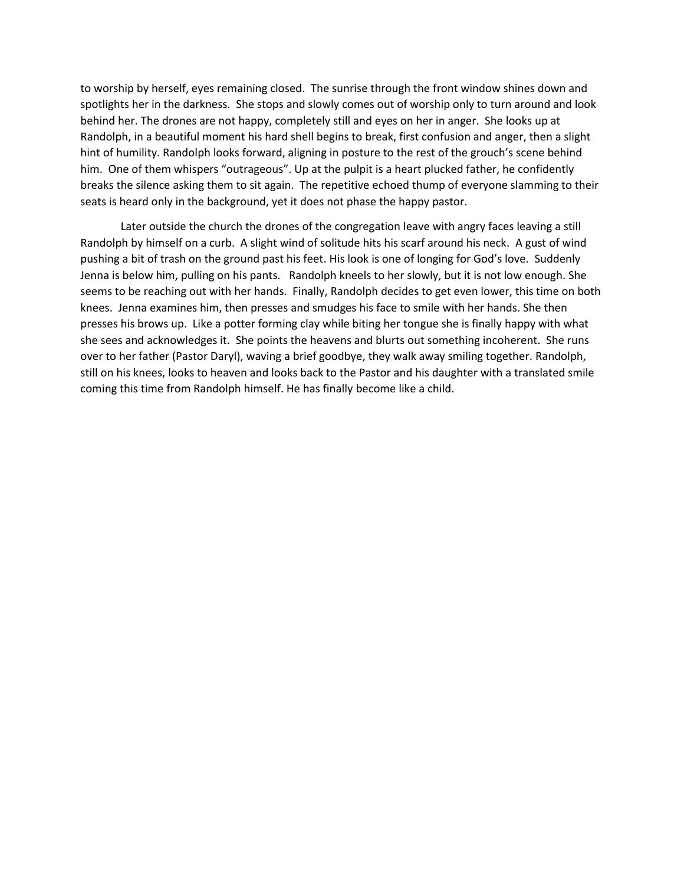to worship by herself, eyes remaining closed. The sunrise through the front window shines down and spotlights her in the darkness. She stops and slowly comes out of worship only to turn around and look behind her. The drones are not happy, completely still and eyes on her in anger. She looks up at Randolph, in a beautiful moment his hard shell begins to break, first confusion and anger, then a slight hint of humility. Randolph looks forward, aligning in posture to the rest of the grouch's scene behind him. One of them whispers "outrageous". Up at the pulpit is a heart plucked father, he confidently breaks the silence asking them to sit again. The repetitive echoed thump of everyone slamming to their seats is heard only in the background, yet it does not phase the happy pastor.

Later outside the church the drones of the congregation leave with angry faces leaving a still Randolph by himself on a curb. A slight wind of solitude hits his scarf around his neck. A gust of wind pushing a bit of trash on the ground past his feet. His look is one of longing for God's love. Suddenly Jenna is below him, pulling on his pants. Randolph kneels to her slowly, but it is not low enough. She seems to be reaching out with her hands. Finally, Randolph decides to get even lower, this time on both knees. Jenna examines him, then presses and smudges his face to smile with her hands. She then presses his brows up. Like a potter forming clay while biting her tongue she is finally happy with what she sees and acknowledges it. She points the heavens and blurts out something incoherent. She runs over to her father (Pastor Daryl), waving a brief goodbye, they walk away smiling together. Randolph, still on his knees, looks to heaven and looks back to the Pastor and his daughter with a translated smile coming this time from Randolph himself. He has finally become like a child.